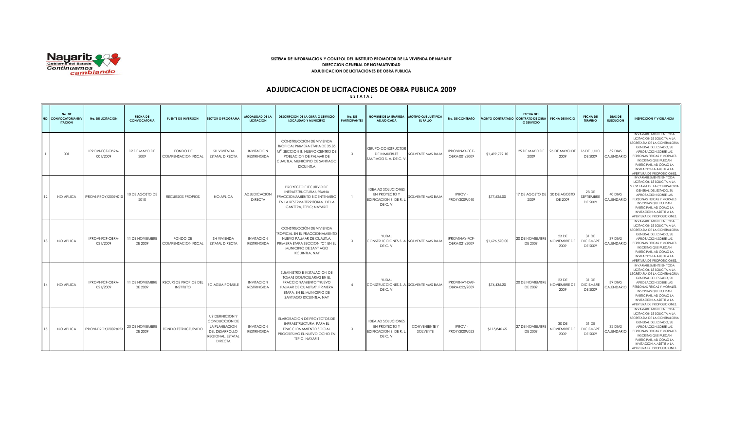**SISTEMA DE INFORMACION Y CONTROL DEL INSTITUTO PROMOTOR DE LA VIVIENDA DE NAYARIT**
**DIRECCION GENERAL DE NORMATIVIDAD**
**ADJUDICACION DE LICITACIONES DE OBRA PUBLICA**

# ADJUDICACION DE LICITACIONES DE OBRA PUBLICA 2009

**E S T A T A L**

| NO. | No. DE CONVOCATORIA/INVITACION | No. DE LICITACION | FECHA DE CONVOCATORIA | FUENTE DE INVERSION | SECTOR O PROGRAMA | MODALIDAD DE LA LICITACION | DESCRIPCION DE LA OBRA O SERVICIO LOCALIDAD Y MUNICIPIO | No. DE PARTICIPANTES | NOMBRE DE LA EMPRESA ADJUDICADA | MOTIVO QUE JUSTIFICA EL FALLO | No. DE CONTRATO | MONTO CONTRATADO | FECHA DEL CONTRATO DE OBRA O SERVICIO | FECHA DE INICIO | FECHA DE TERMINO | DIAS DE EJECUCION | INSPECCION Y VIGILANCIA |
|---|---|---|---|---|---|---|---|---|---|---|---|---|---|---|---|---|---|
| 1 | 001 | IPROVI-FCF-OBRA-001/2009 | 12 DE MAYO DE 2009 | FONDO DE COMPENSACION FISCAL | SH VIVIENDA ESTATAL DIRECTA | INVITACION RESTRINGIDA | CONSTRUCCION DE VIVIENDA TROPICAL PRIMERA ETAPA DE 35.85 $M^2$, SECCION B, NUEVO CENTRO DE POBLACION DE PALMAR DE CUAUTLA, MUNICIPIO DE SANTIAGO IXCUINTLA | 3 | GRUPO CONSTRUCTOR DE INMUEBLES SANTIAGO S. A. DE C. V. | SOLVENTE MAS BAJA | IPROVINAY-FCF-OBRA-001/2009 | $1,499,779.10 | 25 DE MAYO DE 2009 | 26 DE MAYO DE 2009 | 16 DE JULIO DE 2009 | 52 DIAS CALENDARIO | INVARIABLEMENTE EN TODA LICITACION SE SOLICITA A LA SECRETARIA DE LA CONTRALORIA GENERAL DEL ESTADO, SU APROBACION SOBRE LAS PERSONAS FISICAS Y MORALES INSCRITAS QUE PUEDAN PARTICIPAR, ASI COMO LA INVITACION A ASISTIR A LA APERTURA DE PROPOSICIONES. |
| 12 | NO APLICA | IPROVI-PROY/2009/010 | 10 DE AGOSTO DE 2010 | RECURSOS PROPIOS | NO APLICA | ADJUDICACION DIRECTA | PROYECTO EJECUTIVO DE INFRAESTRUCTURA URBANA FRACCIONAMIENTO BICENTENARIO EN LA RESERVA TERRITORIAL DE LA CANTERA, TEPIC; NAYARIT | 1 | IDEA AD SOLUCIONES EN PROYECTO Y EDIFICACION S. DE R. L. DE C. V. | SOLVENTE MAS BAJA | IPROVI-PROY/2009/010 | $77,625.00 | 17 DE AGOSTO DE 2009 | 20 DE AGOSTO DE 2009 | 28 DE SEPTIEMBRE DE 2009 | 40 DIAS CALENDARIO | INVARIABLEMENTE EN TODA LICITACION SE SOLICITA A LA SECRETARIA DE LA CONTRALORIA GENERAL DEL ESTADO, SU APROBACION SOBRE LAS PERSONAS FISICAS Y MORALES INSCRITAS QUE PUEDAN PARTICIPAR, ASI COMO LA INVITACION A ASISTIR A LA APERTURA DE PROPOSICIONES. |
| 13 | NO APLICA | IPROVI-FCF-OBRA-021/2009 | 11 DE NOVIEMBRE DE 2009 | FONDO DE COMPENSACION FISCAL | SH VIVIENDA ESTATAL DIRECTA | INVITACION RESTRINGIDA | CONSTRUCCIÓN DE VIVIENDA TROPICAL EN EL FRACCIONAMIENTO NUEVO PALMAR DE CUAUTLA, PRIMERA ETAPA SECCION "C"; EN EL MUNICIPIO DE SANTIAGO IXCUINTLA, NAY | 3 | YUDAL CONSTRUCCIONES S. A. DE C. V. | SOLVENTE MAS BAJA | IPROVINAY-FCF-OBRA-021/2009 | $1,626,570.00 | 20 DE NOVIEMBRE DE 2009 | 23 DE NOVIEMBRE DE 2009 | 31 DE DICIEMBRE DE 2009 | 39 DIAS CALENDARIO | INVARIABLEMENTE EN TODA LICITACION SE SOLICITA A LA SECRETARIA DE LA CONTRALORIA GENERAL DEL ESTADO, SU APROBACION SOBRE LAS PERSONAS FISICAS Y MORALES INSCRITAS QUE PUEDAN PARTICIPAR, ASI COMO LA INVITACION A ASISTIR A LA APERTURA DE PROPOSICIONES. |
| 14 | NO APLICA | IPROVI-FCF-OBRA-021/2009 | 11 DE NOVIEMBRE DE 2009 | RECURSOS PROPIOS DEL INSTITUTO | SC AGUA POTABLE | INVITACION RESTRINGIDA | SUMINISTRO E INSTALACION DE TOMAS DOMICILIARIAS EN EL FRACCIONAMIENTO "NUEVO PALMAR DE CUAUTLA", PRIMERA ETAPA; EN EL MUNICIPIO DE SANTIAGO IXCUINTLA, NAY | 4 | YUDAL CONSTRUCCIONES S. A. DE C. V. | SOLVENTE MAS BAJA | IPROVINAY-DAF-OBRA-022/2009 | $74,435.20 | 20 DE NOVIEMBRE DE 2009 | 23 DE NOVIEMBRE DE 2009 | 31 DE DICIEMBRE DE 2009 | 39 DIAS CALENDARIO | INVARIABLEMENTE EN TODA LICITACION SE SOLICITA A LA SECRETARIA DE LA CONTRALORIA GENERAL DEL ESTADO, SU APROBACION SOBRE LAS PERSONAS FISICAS Y MORALES INSCRITAS QUE PUEDAN PARTICIPAR, ASI COMO LA INVITACION A ASISTIR A LA APERTURA DE PROPOSICIONES. |
| 15 | NO APLICA | IPROVI-PROY/2009/023 | 20 DE NOVIEMBRE DE 2009 | FONDO ESTRUCTURADO | U9 DEFINICION Y CONDUCCION DE LA PLANEACION DEL DESARROLLO REGIONAL ESTATAL DIRECTA | INVITACION RESTRINGIDA | ELABORACION DE PROYECTOS DE INFRAESTRUCTURA PARA EL FRACCIONAMIENTO SOCIAL PROGRESIVO EL NUEVO OCHO EN TEPIC, NAYARIT | 3 | IDEA AD SOLUCIONES EN PROYECTO Y EDIFICACION S. DE R. L. DE C. V. | CONVENIENTE Y SOLVENTE | IPROVI-PROY/2009/023 | $115,840.65 | 27 DE NOVIEMBRE DE 2009 | 30 DE NOVIEMBRE DE 2009 | 31 DE DICIEMBRE DE 2009 | 32 DIAS CALENDARIO | INVARIABLEMENTE EN TODA LICITACION SE SOLICITA A LA SECRETARIA DE LA CONTRALORIA GENERAL DEL ESTADO, SU APROBACION SOBRE LAS PERSONAS FISICAS Y MORALES INSCRITAS QUE PUEDAN PARTICIPAR, ASI COMO LA INVITACION A ASISTIR A LA APERTURA DE PROPOSICIONES. |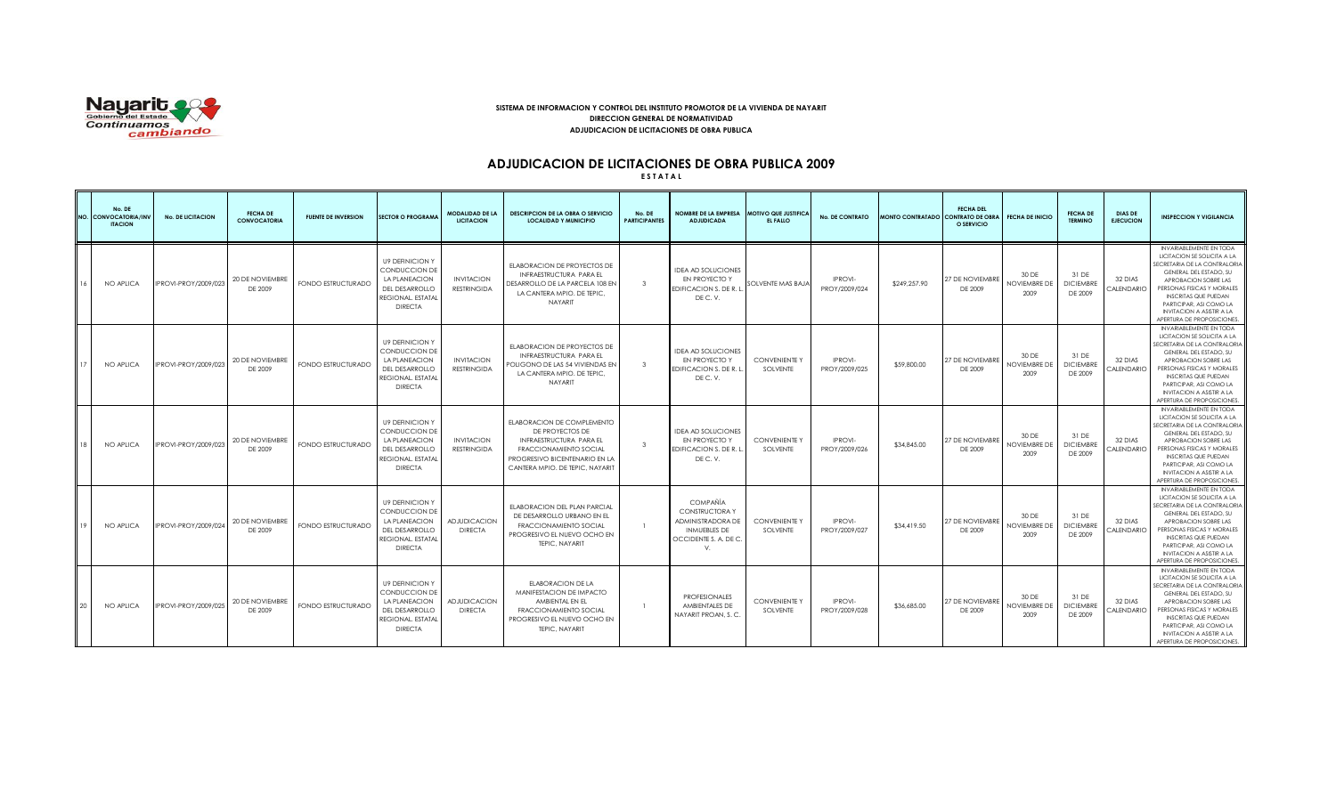**SISTEMA DE INFORMACION Y CONTROL DEL INSTITUTO PROMOTOR DE LA VIVIENDA DE NAYARIT**
**DIRECCION GENERAL DE NORMATIVIDAD**
**ADJUDICACION DE LICITACIONES DE OBRA PUBLICA**

# ADJUDICACION DE LICITACIONES DE OBRA PUBLICA 2009

**E S T A T A L**

| NO. | No. DE CONVOCATORIA/INVITACION | No. DE LICITACION | FECHA DE CONVOCATORIA | FUENTE DE INVERSION | SECTOR O PROGRAMA | MODALIDAD DE LA LICITACION | DESCRIPCION DE LA OBRA O SERVICIO LOCALIDAD Y MUNICIPIO | No. DE PARTICIPANTES | NOMBRE DE LA EMPRESA ADJUDICADA | MOTIVO QUE JUSTIFICA EL FALLO | No. DE CONTRATO | MONTO CONTRATADO | FECHA DEL CONTRATO DE OBRA O SERVICIO | FECHA DE INICIO | FECHA DE TERMINO | DIAS DE EJECUCION | INSPECCION Y VIGILANCIA |
|---|---|---|---|---|---|---|---|---|---|---|---|---|---|---|---|---|---|
| 16 | NO APLICA | IPROVI-PROY/2009/023 | 20 DE NOVIEMBRE DE 2009 | FONDO ESTRUCTURADO | U9 DEFINICION Y CONDUCCION DE LA PLANEACION DEL DESARROLLO REGIONAL, ESTATAL DIRECTA | INVITACION RESTRINGIDA | ELABORACION DE PROYECTOS DE INFRAESTRUCTURA PARA EL DESARROLLO DE LA PARCELA 108 EN LA CANTERA MPIO. DE TEPIC, NAYARIT | 3 | IDEA AD SOLUCIONES EN PROYECTO Y EDIFICACION S. DE R. L. DE C. V. | SOLVENTE MAS BAJA | IPROVI-PROY/2009/024 | $249,257.90 | 27 DE NOVIEMBRE DE 2009 | 30 DE NOVIEMBRE DE 2009 | 31 DE DICIEMBRE DE 2009 | 32 DIAS CALENDARIO | INVARIABLEMENTE EN TODA LICITACION SE SOLICITA A LA SECRETARIA DE LA CONTRALORIA GENERAL DEL ESTADO, SU APROBACION SOBRE LAS PERSONAS FISICAS Y MORALES INSCRITAS QUE PUEDAN PARTICIPAR, ASI COMO LA INVITACION A ASISTIR A LA APERTURA DE PROPOSICIONES. |
| 17 | NO APLICA | IPROVI-PROY/2009/023 | 20 DE NOVIEMBRE DE 2009 | FONDO ESTRUCTURADO | U9 DEFINICION Y CONDUCCION DE LA PLANEACION DEL DESARROLLO REGIONAL, ESTATAL DIRECTA | INVITACION RESTRINGIDA | ELABORACION DE PROYECTOS DE INFRAESTRUCTURA PARA EL POLIGONO DE LAS 54 VIVIENDAS EN LA CANTERA MPIO. DE TEPIC, NAYARIT | 3 | IDEA AD SOLUCIONES EN PROYECTO Y EDIFICACION S. DE R. L. DE C. V. | CONVENIENTE Y SOLVENTE | IPROVI-PROY/2009/025 | $59,800.00 | 27 DE NOVIEMBRE DE 2009 | 30 DE NOVIEMBRE DE 2009 | 31 DE DICIEMBRE DE 2009 | 32 DIAS CALENDARIO | INVARIABLEMENTE EN TODA LICITACION SE SOLICITA A LA SECRETARIA DE LA CONTRALORIA GENERAL DEL ESTADO, SU APROBACION SOBRE LAS PERSONAS FISICAS Y MORALES INSCRITAS QUE PUEDAN PARTICIPAR, ASI COMO LA INVITACION A ASISTIR A LA APERTURA DE PROPOSICIONES. |
| 18 | NO APLICA | IPROVI-PROY/2009/023 | 20 DE NOVIEMBRE DE 2009 | FONDO ESTRUCTURADO | U9 DEFINICION Y CONDUCCION DE LA PLANEACION DEL DESARROLLO REGIONAL, ESTATAL DIRECTA | INVITACION RESTRINGIDA | ELABORACION DE COMPLEMENTO DE PROYECTOS DE INFRAESTRUCTURA PARA EL FRACCIONAMIENTO SOCIAL PROGRESIVO BICENTENARIO EN LA CANTERA MPIO. DE TEPIC, NAYARIT | 3 | IDEA AD SOLUCIONES EN PROYECTO Y EDIFICACION S. DE R. L. DE C. V. | CONVENIENTE Y SOLVENTE | IPROVI-PROY/2009/026 | $34,845.00 | 27 DE NOVIEMBRE DE 2009 | 30 DE NOVIEMBRE DE 2009 | 31 DE DICIEMBRE DE 2009 | 32 DIAS CALENDARIO | INVARIABLEMENTE EN TODA LICITACION SE SOLICITA A LA SECRETARIA DE LA CONTRALORIA GENERAL DEL ESTADO, SU APROBACION SOBRE LAS PERSONAS FISICAS Y MORALES INSCRITAS QUE PUEDAN PARTICIPAR, ASI COMO LA INVITACION A ASISTIR A LA APERTURA DE PROPOSICIONES. |
| 19 | NO APLICA | IPROVI-PROY/2009/024 | 20 DE NOVIEMBRE DE 2009 | FONDO ESTRUCTURADO | U9 DEFINICION Y CONDUCCION DE LA PLANEACION DEL DESARROLLO REGIONAL, ESTATAL DIRECTA | ADJUDICACION DIRECTA | ELABORACION DEL PLAN PARCIAL DE DESARROLLO URBANO EN EL FRACCIONAMIENTO SOCIAL PROGRESIVO EL NUEVO OCHO EN TEPIC, NAYARIT | 1 | COMPAÑÍA CONSTRUCTORA Y ADMINISTRADORA DE INMUEBLES DE OCCIDENTE S. A. DE C. V. | CONVENIENTE Y SOLVENTE | IPROVI-PROY/2009/027 | $34,419.50 | 27 DE NOVIEMBRE DE 2009 | 30 DE NOVIEMBRE DE 2009 | 31 DE DICIEMBRE DE 2009 | 32 DIAS CALENDARIO | INVARIABLEMENTE EN TODA LICITACION SE SOLICITA A LA SECRETARIA DE LA CONTRALORIA GENERAL DEL ESTADO, SU APROBACION SOBRE LAS PERSONAS FISICAS Y MORALES INSCRITAS QUE PUEDAN PARTICIPAR, ASI COMO LA INVITACION A ASISTIR A LA APERTURA DE PROPOSICIONES. |
| 20 | NO APLICA | IPROVI-PROY/2009/025 | 20 DE NOVIEMBRE DE 2009 | FONDO ESTRUCTURADO | U9 DEFINICION Y CONDUCCION DE LA PLANEACION DEL DESARROLLO REGIONAL, ESTATAL DIRECTA | ADJUDICACION DIRECTA | ELABORACION DE LA MANIFESTACION DE IMPACTO AMBIENTAL EN EL FRACCIONAMIENTO SOCIAL PROGRESIVO EL NUEVO OCHO EN TEPIC, NAYARIT | 1 | PROFESIONALES AMBIENTALES DE NAYARIT PROAN, S. C. | CONVENIENTE Y SOLVENTE | IPROVI-PROY/2009/028 | $36,685.00 | 27 DE NOVIEMBRE DE 2009 | 30 DE NOVIEMBRE DE 2009 | 31 DE DICIEMBRE DE 2009 | 32 DIAS CALENDARIO | INVARIABLEMENTE EN TODA LICITACION SE SOLICITA A LA SECRETARIA DE LA CONTRALORIA GENERAL DEL ESTADO, SU APROBACION SOBRE LAS PERSONAS FISICAS Y MORALES INSCRITAS QUE PUEDAN PARTICIPAR, ASI COMO LA INVITACION A ASISTIR A LA APERTURA DE PROPOSICIONES. |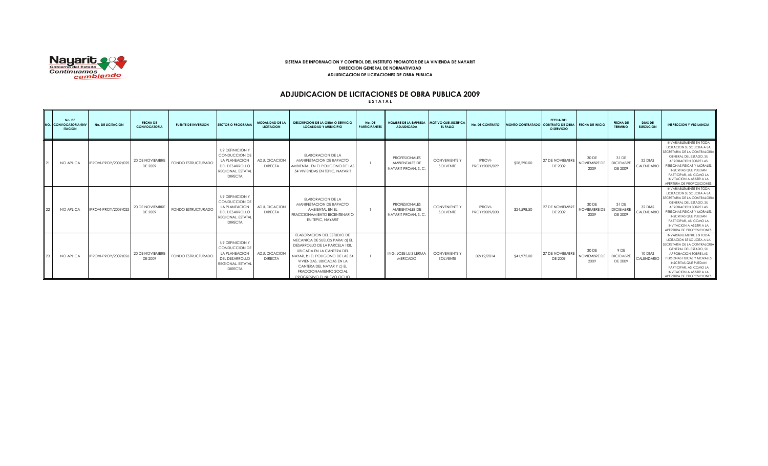SISTEMA DE INFORMACION Y CONTROL DEL INSTITUTO PROMOTOR DE LA VIVIENDA DE NAYARIT
DIRECCION GENERAL DE NORMATIVIDAD
ADJUDICACION DE LICITACIONES DE OBRA PUBLICA

# ADJUDICACION DE LICITACIONES DE OBRA PUBLICA 2009

**E S T A T A L**

| NO. | No. DE CONVOCATORIA/INVITACION | No. DE LICITACION | FECHA DE CONVOCATORIA | FUENTE DE INVERSION | SECTOR O PROGRAMA | MODALIDAD DE LA LICITACION | DESCRIPCION DE LA OBRA O SERVICIO LOCALIDAD Y MUNICIPIO | No. DE PARTICIPANTES | NOMBRE DE LA EMPRESA ADJUDICADA | MOTIVO QUE JUSTIFICA EL FALLO | No. DE CONTRATO | MONTO CONTRATADO | FECHA DEL CONTRATO DE OBRA O SERVICIO | FECHA DE INICIO | FECHA DE TERMINO | DIAS DE EJECUCION | INSPECCION Y VIGILANCIA |
|---|---|---|---|---|---|---|---|---|---|---|---|---|---|---|---|---|---|
| 21 | NO APLICA | IPROVI-PROY/2009/025 | 20 DE NOVIEMBRE DE 2009 | FONDO ESTRUCTURADO | U9 DEFINICION Y CONDUCCION DE LA PLANEACION DEL DESARROLLO REGIONAL, ESTATAL DIRECTA | ADJUDICACION DIRECTA | ELABORACION DE LA MANIFESTACION DE IMPACTO AMBIENTAL EN EL POLIGONO DE LAS 54 VIVIENDAS EN TEPIC, NAYARIT | 1 | PROFESIONALES AMBIENTALES DE NAYARIT PROAN, S. C. | CONVENIENTE Y SOLVENTE | IPROVI-PROY/2009/029 | $28,290.00 | 27 DE NOVIEMBRE DE 2009 | 30 DE NOVIEMBRE DE 2009 | 31 DE DICIEMBRE DE 2009 | 32 DIAS CALENDARIO | INVARIABLEMENTE EN TODA LICITACION SE SOLICITA A LA SECRETARIA DE LA CONTRALORIA GENERAL DEL ESTADO, SU APROBACION SOBRE LAS PERSONAS FISICAS Y MORALES INSCRITAS QUE PUEDAN PARTICIPAR, ASI COMO LA INVITACION A ASISTIR A LA APERTURA DE PROPOSICIONES. |
| 22 | NO APLICA | IPROVI-PROY/2009/025 | 20 DE NOVIEMBRE DE 2009 | FONDO ESTRUCTURADO | U9 DEFINICION Y CONDUCCION DE LA PLANEACION DEL DESARROLLO REGIONAL, ESTATAL DIRECTA | ADJUDICACION DIRECTA | ELABORACION DE LA MANIFESTACION DE IMPACTO AMBIENTAL EN EL FRACCIONAMIENTO BICENTENARIO EN TEPIC, NAYARIT | 1 | PROFESIONALES AMBIENTALES DE NAYARIT PROAN, S. C. | CONVENIENTE Y SOLVENTE | IPROVI-PROY/2009/030 | $24,598.50 | 27 DE NOVIEMBRE DE 2009 | 30 DE NOVIEMBRE DE 2009 | 31 DE DICIEMBRE DE 2009 | 32 DIAS CALENDARIO | INVARIABLEMENTE EN TODA LICITACION SE SOLICITA A LA SECRETARIA DE LA CONTRALORIA GENERAL DEL ESTADO, SU APROBACION SOBRE LAS PERSONAS FISICAS Y MORALES INSCRITAS QUE PUEDAN PARTICIPAR, ASI COMO LA INVITACION A ASISTIR A LA APERTURA DE PROPOSICIONES. |
| 23 | NO APLICA | IPROVI-PROY/2009/026 | 20 DE NOVIEMBRE DE 2009 | FONDO ESTRUCTURADO | U9 DEFINICION Y CONDUCCION DE LA PLANEACION DEL DESARROLLO REGIONAL, ESTATAL DIRECTA | ADJUDICACION DIRECTA | ELABORACION DEL ESTUDIO DE MECANICA DE SUELOS PARA: a) EL DESARROLLO DE LA PARCELA 108, UBICADA EN LA CANTERA DEL NAYAR, b) EL POLIGONO DE LAS 54 VIVIENDAS, UBICADAS EN LA CANTERA DEL NAYAR Y c) EL FRACCIONAMIENTO SOCIAL PROGRESIVO EL NUEVO OCHO | 1 | ING. JOSE LUIS LERMA MERCADO | CONVENIENTE Y SOLVENTE | 02/12/2014 | $41,975.00 | 27 DE NOVIEMBRE DE 2009 | 30 DE NOVIEMBRE DE 2009 | 9 DE DICIEMBRE DE 2009 | 10 DIAS CALENDARIO | INVARIABLEMENTE EN TODA LICITACION SE SOLICITA A LA SECRETARIA DE LA CONTRALORIA GENERAL DEL ESTADO, SU APROBACION SOBRE LAS PERSONAS FISICAS Y MORALES INSCRITAS QUE PUEDAN PARTICIPAR, ASI COMO LA INVITACION A ASISTIR A LA APERTURA DE PROPOSICIONES. |